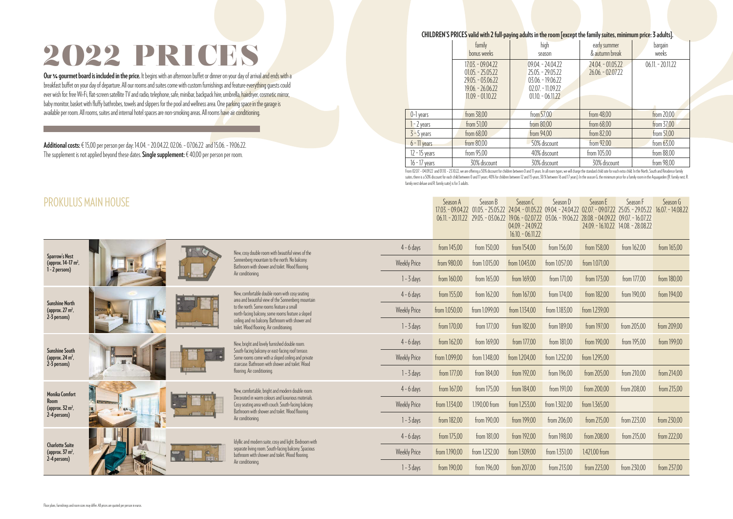# 2022 PRICES

**Our ¾ gourmet board is included in the price.** It begins with an afternoon buffet or dinner on your day of arrival and ends with a breakfast buffet on your day of departure. All our rooms and suites come with custom furnishings and feature everything guests could ever wish for: free Wi-Fi, flat-screen satellite TV and radio, telephone, safe, minibar, backpack hire, umbrella, hairdryer, cosmetic mirror, baby monitor, basket with fluffy bathrobes, towels and slippers for the pool and wellness area. One parking space in the garage is available per room. All rooms, suites and internal hotel spaces are non-smoking areas. All rooms have air conditioning.

**Additional costs:** € 15,00 per person per day: 14.04. - 20.04.22, 02.06. - 07.06.22 and 15.06. - 19.06.22. The supplement is not applied beyond these dates. **Single supplement:** € 40,00 per person per room.

**CHILDREN'S PRICES valid with 2 full-paying adults in the room [except the family suites, minimum price: 3 adults].**

| | family bonus weeks | high season | early summer & autumn break | bargain weeks |
|---|---|---|---|---|
| | 17.03. - 09.04.22<br>01.05. - 25.05.22<br>29.05. - 03.06.22<br>19.06. - 26.06.22<br>11.09. - 01.10.22 | 09.04. - 24.04.22<br>25.05. - 29.05.22<br>03.06. - 19.06.22<br>02.07. - 11.09.22<br>01.10. - 06.11.22 | 24.04. - 01.05.22<br>26.06. - 02.07.22 | 06.11. - 20.11.22 |
| 0-1 years | from 38,00 | from 57,00 | from 48,00 | from 20,00 |
| 1 - 2 years | from 51,00 | from 80,00 | from 68,00 | from 37,00 |
| 3 - 5 years | from 68,00 | from 94,00 | from 82,00 | from 51,00 |
| 6 - 11 years | from 80,00 | 50% discount | from 92,00 | from 63,00 |
| 12 - 15 years | from 95,00 | 40% discount | from 105,00 | from 88,00 |
| 16 - 17 years | 30% discount | 30% discount | 30% discount | from 98,00 |

From 02.07. - 04.09.22 and 01.10. - 23.10.22, we are offering a 50% discount for children between 0 and 11 years. In all room types, we will charge the standard child rate for each extra child. In the North, South and Residence family suites, there is a 50% discount for each child between 0 and 11 years, 40% for children between 12 and 15 years, 30 % between 16 and 17 years). In the season G, the minimum price for a family room in the Aquagarden (R. family nest, R. family nest deluxe and R. family suite) is for 3 adults.

## PROKULUS MAIN HOUSE

| Room | Description | | Season A<br>17.03. - 09.04.22<br>06.11. - 20.11.22 | Season B<br>01.05. - 25.05.22<br>29.05. - 03.06.22 | Season C<br>24.04. - 01.05.22<br>19.06. - 02.07.22<br>04.09. - 24.09.22<br>16.10. - 06.11.22 | Season D<br>09.04. - 24.04.22<br>03.06. - 19.06.22 | Season E<br>02.07. - 09.07.22<br>28.08. - 04.09.22<br>24.09. - 16.10.22 | Season F<br>25.05. - 29.05.22<br>09.07. - 16.07.22<br>14.08. - 28.08.22 | Season G<br>16.07. - 14.08.22 |
|---|---|---|---|---|---|---|---|---|---|
| **Sparrow's Nest (approx. 14-17 m², 1 - 2 persons)** | New, cosy double room with beautiful views of the Sonnenberg mountain to the north. No balcony. Bathroom with shower and toilet. Wood flooring. Air conditioning. | 4 - 6 days | from 145,00 | from 150,00 | from 154,00 | from 156,00 | from 158,00 | from 162,00 | from 165,00 |
| | | Weekly Price | from 980,00 | from 1.015,00 | from 1.043,00 | from 1.057,00 | from 1.071,00 | | |
| | | 1 - 3 days | from 160,00 | from 165,00 | from 169,00 | from 171,00 | from 173,00 | from 177,00 | from 180,00 |
| **Sunshine North (approx. 27 m², 2-3 persons)** | New, comfortable double room with cosy seating area and beautiful view of the Sonnenberg mountain to the north. Some rooms feature a small north-facing balcony, some rooms feature a sloped ceiling and no balcony. Bathroom with shower and toilet. Wood flooring. Air conditioning. | 4 - 6 days | from 155,00 | from 162,00 | from 167,00 | from 174,00 | from 182,00 | from 190,00 | from 194,00 |
| | | Weekly Price | from 1.050,00 | from 1.099,00 | from 1.134,00 | from 1.183,00 | from 1.239,00 | | |
| | | 1 - 3 days | from 170,00 | from 177,00 | from 182,00 | from 189,00 | from 197,00 | from 205,00 | from 209,00 |
| **Sunshine South (approx. 24 m², 2-3 persons)** | New, bright and lovely furnished double room. South-facing balcony or east-facing roof terrace. Some rooms come with a sloped ceiling and private staircase. Bathroom with shower and toilet. Wood flooring. Air conditioning. | 4 - 6 days | from 162,00 | from 169,00 | from 177,00 | from 181,00 | from 190,00 | from 195,00 | from 199,00 |
| | | Weekly Price | from 1.099,00 | from 1.148,00 | from 1.204,00 | from 1.232,00 | from 1.295,00 | | |
| | | 1 - 3 days | from 177,00 | from 184,00 | from 192,00 | from 196,00 | from 205,00 | from 210,00 | from 214,00 |
| **Monika Comfort Room (approx. 32 m², 2-4 persons)** | New, comfortable, bright and modern double room. Decorated in warm colours and luxurious materials. Cosy seating area with couch. South-facing balcony. Bathroom with shower and toilet. Wood flooring. Air conditioning. | 4 - 6 days | from 167,00 | from 175,00 | from 184,00 | from 191,00 | from 200,00 | from 208,00 | from 215,00 |
| | | Weekly Price | from 1.134,00 | 1.190,00 from | from 1.253,00 | from 1.302,00 | from 1.365,00 | | |
| | | 1 - 3 days | from 182,00 | from 190,00 | from 199,00 | from 206,00 | from 215,00 | from 223,00 | from 230,00 |
| **Charlotte Suite (approx. 37 m², 2-4 persons)** | Idyllic and modern suite, cosy and light. Bedroom with separate living room. South-facing balcony. Spacious bathroom with shower and toilet. Wood flooring. Air conditioning. | 4 - 6 days | from 175,00 | from 181,00 | from 192,00 | from 198,00 | from 208,00 | from 215,00 | from 222,00 |
| | | Weekly Price | from 1.190,00 | from 1.232,00 | from 1.309,00 | from 1.351,00 | 1.421,00 from | | |
| | | 1 - 3 days | from 190,00 | from 196,00 | from 207,00 | from 213,00 | from 223,00 | from 230,00 | from 237,00 |

Floor plans, furnishings and room sizes may differ. All prices are quoted per person in euros.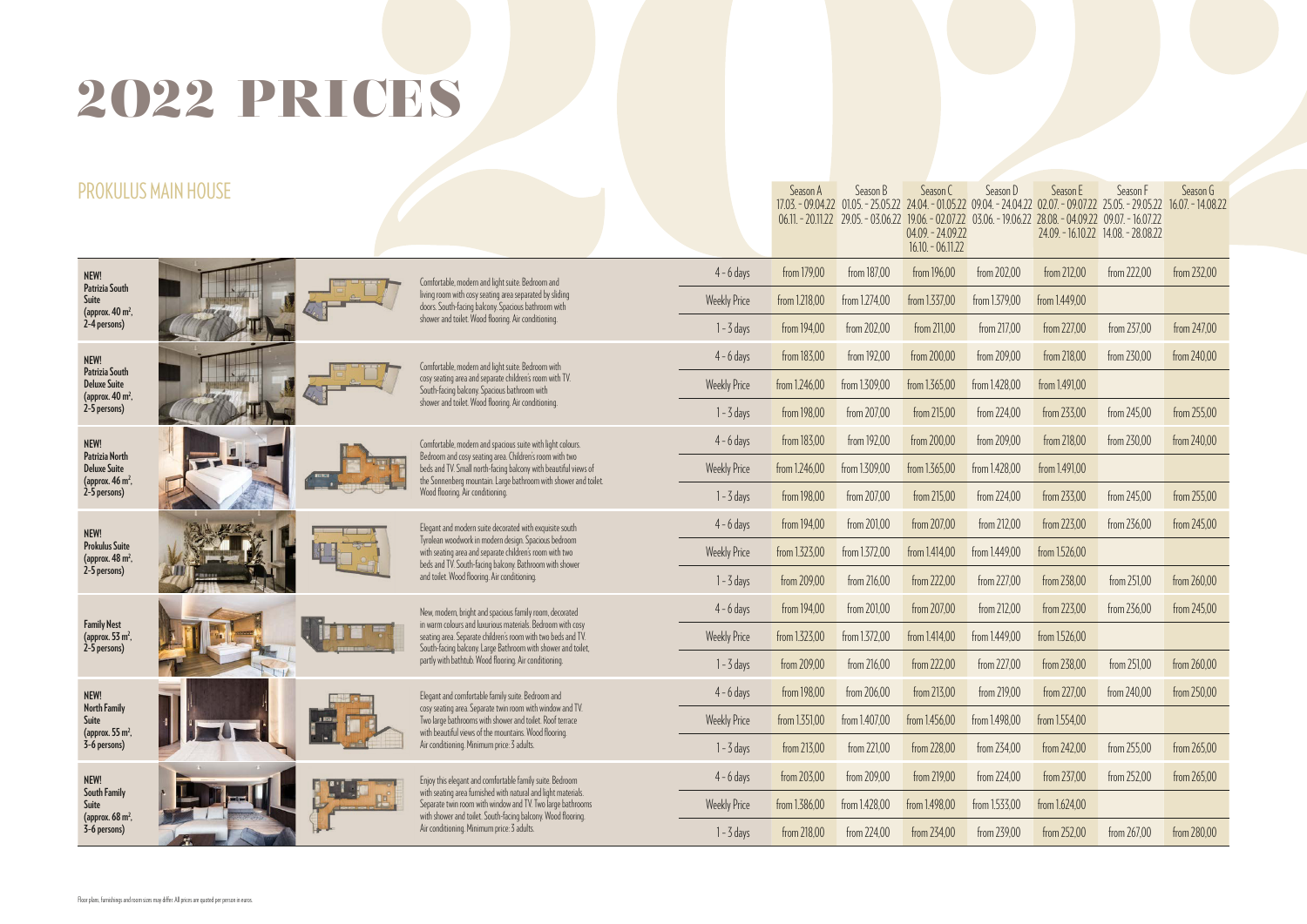# 2022 PRICES

## PROKULUS MAIN HOUSE

| Room | Description | | Season A<br>17.03. - 09.04.22<br>06.11. - 20.11.22 | Season B<br>01.05. - 25.05.22<br>29.05. - 03.06.22 | Season C<br>24.04. - 01.05.22<br>19.06. - 02.07.22<br>04.09. - 24.09.22<br>16.10. - 06.11.22 | Season D<br>09.04. - 24.04.22<br>03.06. - 19.06.22 | Season E<br>02.07. - 09.07.22<br>28.08. - 04.09.22<br>24.09. - 16.10.22 | Season F<br>25.05. - 29.05.22<br>09.07. - 16.07.22<br>14.08. - 28.08.22 | Season G<br>16.07. - 14.08.22 |
|---|---|---|---|---|---|---|---|---|---|
| **NEW! Patrizia South Suite (approx. 40 m², 2-4 persons)** | Comfortable, modern and light suite. Bedroom and living room with cosy seating area separated by sliding doors. South-facing balcony. Spacious bathroom with shower and toilet. Wood flooring. Air conditioning. | 4 - 6 days | from 179,00 | from 187,00 | from 196,00 | from 202,00 | from 212,00 | from 222,00 | from 232,00 |
| | | Weekly Price | from 1.218,00 | from 1.274,00 | from 1.337,00 | from 1.379,00 | from 1.449,00 | | |
| | | 1 - 3 days | from 194,00 | from 202,00 | from 211,00 | from 217,00 | from 227,00 | from 237,00 | from 247,00 |
| **NEW! Patrizia South Deluxe Suite (approx. 40 m², 2-5 persons)** | Comfortable, modern and light suite. Bedroom with cosy seating area and separate children's room with TV. South-facing balcony. Spacious bathroom with shower and toilet. Wood flooring. Air conditioning. | 4 - 6 days | from 183,00 | from 192,00 | from 200,00 | from 209,00 | from 218,00 | from 230,00 | from 240,00 |
| | | Weekly Price | from 1.246,00 | from 1.309,00 | from 1.365,00 | from 1.428,00 | from 1.491,00 | | |
| | | 1 - 3 days | from 198,00 | from 207,00 | from 215,00 | from 224,00 | from 233,00 | from 245,00 | from 255,00 |
| **NEW! Patrizia North Deluxe Suite (approx. 46 m², 2-5 persons)** | Comfortable, modern and spacious suite with light colours. Bedroom and cosy seating area. Children's room with two beds and TV. Small north-facing balcony with beautiful views of the Sonnenberg mountain. Large bathroom with shower and toilet. Wood flooring. Air conditioning. | 4 - 6 days | from 183,00 | from 192,00 | from 200,00 | from 209,00 | from 218,00 | from 230,00 | from 240,00 |
| | | Weekly Price | from 1.246,00 | from 1.309,00 | from 1.365,00 | from 1.428,00 | from 1.491,00 | | |
| | | 1 - 3 days | from 198,00 | from 207,00 | from 215,00 | from 224,00 | from 233,00 | from 245,00 | from 255,00 |
| **NEW! Prokulus Suite (approx. 48 m², 2-5 persons)** | Elegant and modern suite decorated with exquisite south Tyrolean woodwork in modern design. Spacious bedroom with seating area and separate children's room with two beds and TV. South-facing balcony. Bathroom with shower and toilet. Wood flooring. Air conditioning. | 4 - 6 days | from 194,00 | from 201,00 | from 207,00 | from 212,00 | from 223,00 | from 236,00 | from 245,00 |
| | | Weekly Price | from 1.323,00 | from 1.372,00 | from 1.414,00 | from 1.449,00 | from 1.526,00 | | |
| | | 1 - 3 days | from 209,00 | from 216,00 | from 222,00 | from 227,00 | from 238,00 | from 251,00 | from 260,00 |
| **Family Nest (approx. 53 m², 2-5 persons)** | New, modern, bright and spacious family room, decorated in warm colours and luxurious materials. Bedroom with cosy seating area. Separate children's room with two beds and TV. South-facing balcony. Large Bathroom with shower and toilet, partly with bathtub. Wood flooring. Air conditioning. | 4 - 6 days | from 194,00 | from 201,00 | from 207,00 | from 212,00 | from 223,00 | from 236,00 | from 245,00 |
| | | Weekly Price | from 1.323,00 | from 1.372,00 | from 1.414,00 | from 1.449,00 | from 1.526,00 | | |
| | | 1 - 3 days | from 209,00 | from 216,00 | from 222,00 | from 227,00 | from 238,00 | from 251,00 | from 260,00 |
| **NEW! North Family Suite (approx. 55 m², 3-6 persons)** | Elegant and comfortable family suite. Bedroom and cosy seating area. Separate twin room with window and TV. Two large bathrooms with shower and toilet. Roof terrace with beautiful views of the mountains. Wood flooring. Air conditioning. Minimum price: 3 adults. | 4 - 6 days | from 198,00 | from 206,00 | from 213,00 | from 219,00 | from 227,00 | from 240,00 | from 250,00 |
| | | Weekly Price | from 1.351,00 | from 1.407,00 | from 1.456,00 | from 1.498,00 | from 1.554,00 | | |
| | | 1 - 3 days | from 213,00 | from 221,00 | from 228,00 | from 234,00 | from 242,00 | from 255,00 | from 265,00 |
| **NEW! South Family Suite (approx. 68 m², 3-6 persons)** | Enjoy this elegant and comfortable family suite. Bedroom with seating area furnished with natural and light materials. Separate twin room with window and TV. Two large bathrooms with shower and toilet. South-facing balcony. Wood flooring. Air conditioning. Minimum price: 3 adults. | 4 - 6 days | from 203,00 | from 209,00 | from 219,00 | from 224,00 | from 237,00 | from 252,00 | from 265,00 |
| | | Weekly Price | from 1.386,00 | from 1.428,00 | from 1.498,00 | from 1.533,00 | from 1.624,00 | | |
| | | 1 - 3 days | from 218,00 | from 224,00 | from 234,00 | from 239,00 | from 252,00 | from 267,00 | from 280,00 |

Floor plans, furnishings and room sizes may differ. All prices are quoted per person in euros.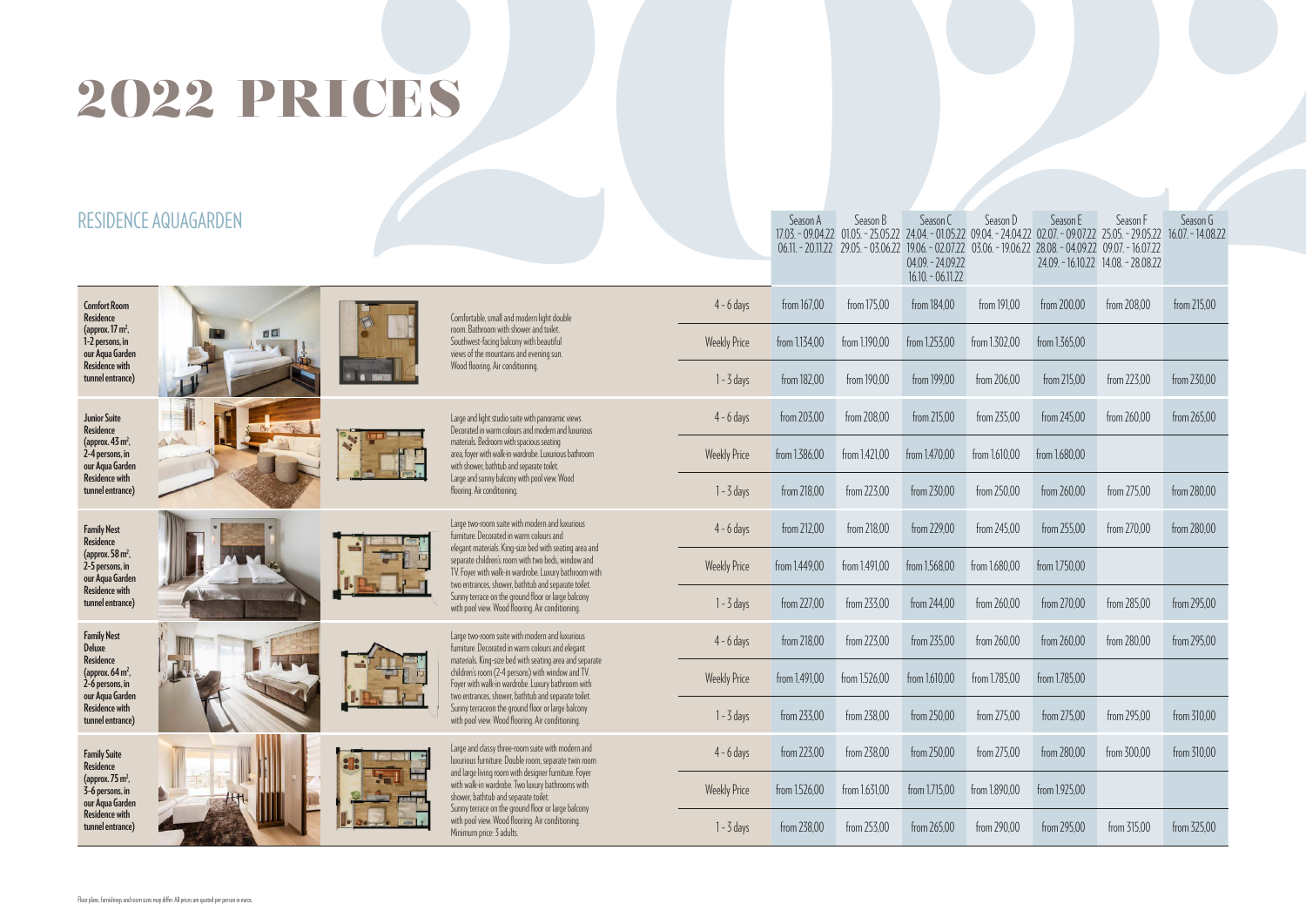# 2022 PRICES

## RESIDENCE AQUAGARDEN

| | | | Season A<br>17.03. - 09.04.22<br>06.11. - 20.11.22 | Season B<br>01.05. - 25.05.22<br>29.05. - 03.06.22 | Season C<br>24.04. - 01.05.22<br>19.06. - 02.07.22<br>04.09. - 24.09.22<br>16.10. - 06.11.22 | Season D<br>09.04. - 24.04.22<br>03.06. - 19.06.22 | Season E<br>02.07. - 09.07.22<br>28.08. - 04.09.22<br>24.09. - 16.10.22 | Season F<br>25.05. - 29.05.22<br>09.07. - 16.07.22<br>14.08. - 28.08.22 | Season G<br>16.07. - 14.08.22 |
|---|---|---|---|---|---|---|---|---|---|
| **Comfort Room Residence (approx. 17 m², 1-2 persons, in our Aqua Garden Residence with tunnel entrance)** | Comfortable, small and modern light double room. Bathroom with shower and toilet. Southwest-facing balcony with beautiful views of the mountains and evening sun. Wood flooring. Air conditioning. | 4 - 6 days | from 167,00 | from 175,00 | from 184,00 | from 191,00 | from 200,00 | from 208,00 | from 215,00 |
| | | Weekly Price | from 1.134,00 | from 1.190,00 | from 1.253,00 | from 1.302,00 | from 1.365,00 | | |
| | | 1 - 3 days | from 182,00 | from 190,00 | from 199,00 | from 206,00 | from 215,00 | from 223,00 | from 230,00 |
| **Junior Suite Residence (approx. 43 m², 2-4 persons, in our Aqua Garden Residence with tunnel entrance)** | Large and light studio suite with panoramic views. Decorated in warm colours and modern and luxurious materials. Bedroom with spacious seating area, foyer with walk-in wardrobe. Luxurious bathroom with shower, bathtub and separate toilet. Large and sunny balcony with pool view. Wood flooring. Air conditioning. | 4 - 6 days | from 203,00 | from 208,00 | from 215,00 | from 235,00 | from 245,00 | from 260,00 | from 265,00 |
| | | Weekly Price | from 1.386,00 | from 1.421,00 | from 1.470,00 | from 1.610,00 | from 1.680,00 | | |
| | | 1 - 3 days | from 218,00 | from 223,00 | from 230,00 | from 250,00 | from 260,00 | from 275,00 | from 280,00 |
| **Family Nest Residence (approx. 58 m², 2-5 persons, in our Aqua Garden Residence with tunnel entrance)** | Large two-room suite with modern and luxurious furniture. Decorated in warm colours and elegant materials. King-size bed with seating area and separate children's room with two beds, window and TV. Foyer with walk-in wardrobe. Luxury bathroom with two entrances, shower, bathtub and separate toilet. Sunny terrace on the ground floor or large balcony with pool view. Wood flooring. Air conditioning. | 4 - 6 days | from 212,00 | from 218,00 | from 229,00 | from 245,00 | from 255,00 | from 270,00 | from 280,00 |
| | | Weekly Price | from 1.449,00 | from 1.491,00 | from 1.568,00 | from 1.680,00 | from 1.750,00 | | |
| | | 1 - 3 days | from 227,00 | from 233,00 | from 244,00 | from 260,00 | from 270,00 | from 285,00 | from 295,00 |
| **Family Nest Deluxe Residence (approx. 64 m², 2-6 persons, in our Aqua Garden Residence with tunnel entrance)** | Large two-room suite with modern and luxurious furniture. Decorated in warm colours and elegant materials. King-size bed with seating area and separate children's room (2-4 persons) with window and TV. Foyer with walk-in wardrobe. Luxury bathroom with two entrances, shower, bathtub and separate toilet. Sunny terraceon the ground floor or large balcony with pool view. Wood flooring. Air conditioning. | 4 - 6 days | from 218,00 | from 223,00 | from 235,00 | from 260,00 | from 260,00 | from 280,00 | from 295,00 |
| | | Weekly Price | from 1.491,00 | from 1.526,00 | from 1.610,00 | from 1.785,00 | from 1.785,00 | | |
| | | 1 - 3 days | from 233,00 | from 238,00 | from 250,00 | from 275,00 | from 275,00 | from 295,00 | from 310,00 |
| **Family Suite Residence (approx. 75 m², 3-6 persons, in our Aqua Garden Residence with tunnel entrance)** | Large and classy three-room suite with modern and luxurious furniture. Double room, separate twin room and large living room with designer furniture. Foyer with walk-in wardrobe. Two luxury bathrooms with shower, bathtub and separate toilet. Sunny terrace on the ground floor or large balcony with pool view. Wood flooring. Air conditioning. Minimum price: 3 adults. | 4 - 6 days | from 223,00 | from 238,00 | from 250,00 | from 275,00 | from 280,00 | from 300,00 | from 310,00 |
| | | Weekly Price | from 1.526,00 | from 1.631,00 | from 1.715,00 | from 1.890,00 | from 1.925,00 | | |
| | | 1 - 3 days | from 238,00 | from 253,00 | from 265,00 | from 290,00 | from 295,00 | from 315,00 | from 325,00 |

Floor plans, furnishings and room sizes may differ. All prices are quoted per person in euros.